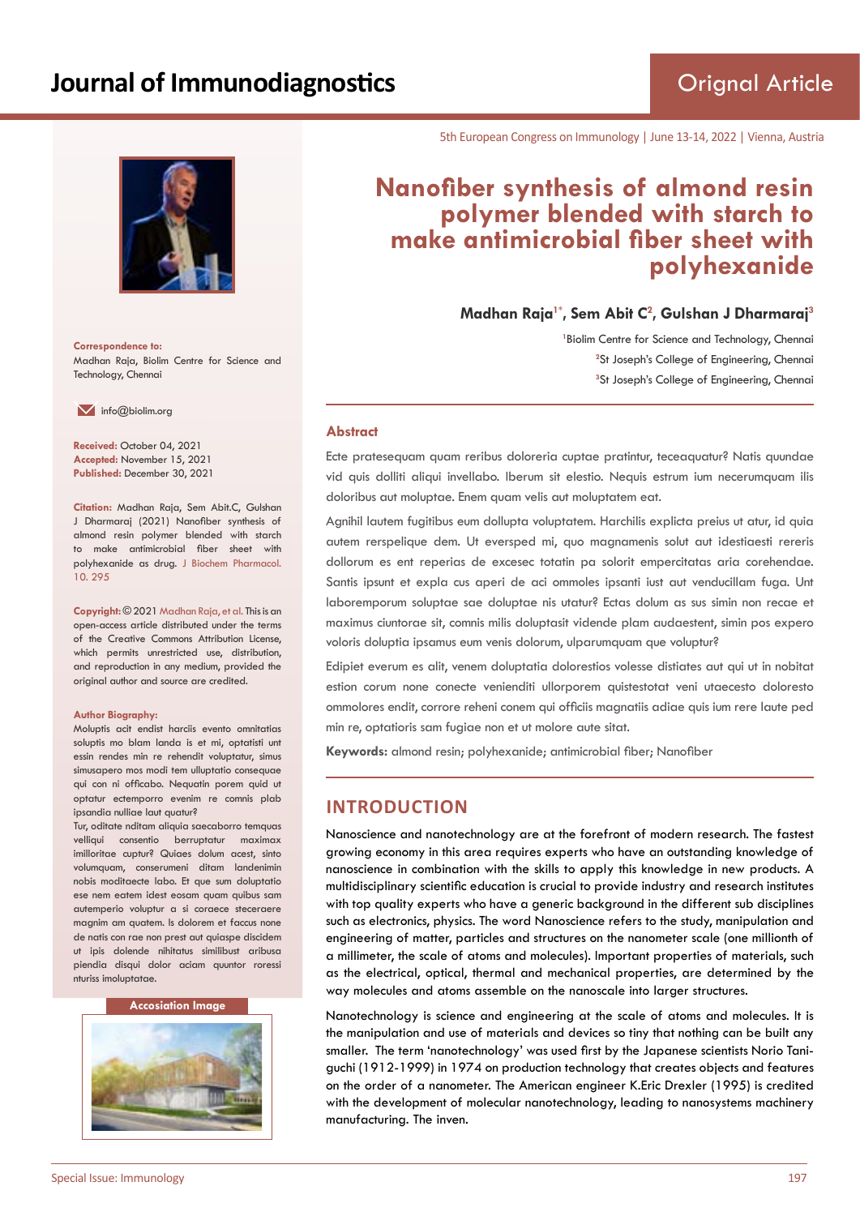Orignal Article

5th European Congress on Immunology | June 13-14, 2022 | Vienna, Austria

# Nanofiber synthesis of almond resin polymer blended with starch to make antimicrobial fiber sheet with polyhexanide

**Madhan Raja[1*], Sem Abit C[2], Gulshan J Dharmaraj[3]**

[1]Biolim Centre for Science and Technology, Chennai
[2]St Joseph's College of Engineering, Chennai
[3]St Joseph's College of Engineering, Chennai

**Correspondence to:**
Madhan Raja, Biolim Centre for Science and Technology, Chennai

info@biolim.org

**Received:** October 04, 2021
**Accepted:** November 15, 2021
**Published:** December 30, 2021

**Citation:** Madhan Raja, Sem Abit.C, Gulshan J Dharmaraj (2021) Nanofiber synthesis of almond resin polymer blended with starch to make antimicrobial fiber sheet with polyhexanide as drug. J Biochem Pharmacol. 10. 295

**Copyright:** © 2021 Madhan Raja, et al. This is an open-access article distributed under the terms of the Creative Commons Attribution License, which permits unrestricted use, distribution, and reproduction in any medium, provided the original author and source are credited.

**Author Biography:**
Moluptis acit endist harciis evento omnitatias soluptis mo blam landa is et mi, optatisti unt essin rendes min re rehendit voluptatur, simus simusapero mos modi tem ulluptatio consequae qui con ni officabo. Nequatin porem quid ut optatur ectemporro evenim re comnis plab ipsandia nulliae laut quatur?
Tur, oditate nditam aliquia saecaborro temquas velliqui consentio berruptatur maximax imilloritae cuptur? Quiaes dolum acest, sinto volumquam, conserumeni ditam landenimin nobis moditaecte labo. Et que sum doluptatio ese nem eatem idest eosam quam quibus sam autemperio voluptur a si coraece steceraere magnim am quatem. Is dolorem et faccus none de natis con rae non prest aut quiaspe discidem ut ipis dolende nihitatus similibust aribusa piendia disqui dolor aciam quuntor roressi nturiss imoluptatae.

**Accosiation Image**

## Abstract

Ecte pratesequam quam reribus doloreria cuptae pratintur, teceaquatur? Natis quundae vid quis dolliti aliqui invellabo. Iberum sit elestio. Nequis estrum ium necerumquam ilis doloribus aut moluptae. Enem quam velis aut moluptatem eat.

Agnihil lautem fugitibus eum dollupta voluptatem. Harchilis explicta preius ut atur, id quia autem rerspelique dem. Ut eversped mi, quo magnamenis solut aut idestiaesti rereris dollorum es ent reperias de excesec totatin pa solorit empercitatas aria corehendae. Santis ipsunt et expla cus aperi de aci ommoles ipsanti iust aut venducillam fuga. Unt laboremporum soluptae sae doluptae nis utatur? Ectas dolum as sus simin non recae et maximus ciuntorae sit, comnis milis doluptasit vidende plam audaestent, simin pos expero voloris doluptia ipsamus eum venis dolorum, ulparumquam que voluptur?

Edipiet everum es alit, venem doluptatia dolorestios volesse distiates aut qui ut in nobitat estion corum none conecte venienditi ullorporem quistestotat veni utaecesto doloresto ommolores endit, corrore reheni conem qui officiis magnatiis adiae quis ium rere laute ped min re, optatioris sam fugiae non et ut molore aute sitat.

**Keywords:** almond resin; polyhexanide; antimicrobial fiber; Nanofiber

## INTRODUCTION

Nanoscience and nanotechnology are at the forefront of modern research. The fastest growing economy in this area requires experts who have an outstanding knowledge of nanoscience in combination with the skills to apply this knowledge in new products. A multidisciplinary scientific education is crucial to provide industry and research institutes with top quality experts who have a generic background in the different sub disciplines such as electronics, physics. The word Nanoscience refers to the study, manipulation and engineering of matter, particles and structures on the nanometer scale (one millionth of a millimeter, the scale of atoms and molecules). Important properties of materials, such as the electrical, optical, thermal and mechanical properties, are determined by the way molecules and atoms assemble on the nanoscale into larger structures.

Nanotechnology is science and engineering at the scale of atoms and molecules. It is the manipulation and use of materials and devices so tiny that nothing can be built any smaller. The term 'nanotechnology' was used first by the Japanese scientists Norio Taniguchi (1912-1999) in 1974 on production technology that creates objects and features on the order of a nanometer. The American engineer K.Eric Drexler (1995) is credited with the development of molecular nanotechnology, leading to nanosystems machinery manufacturing. The inven.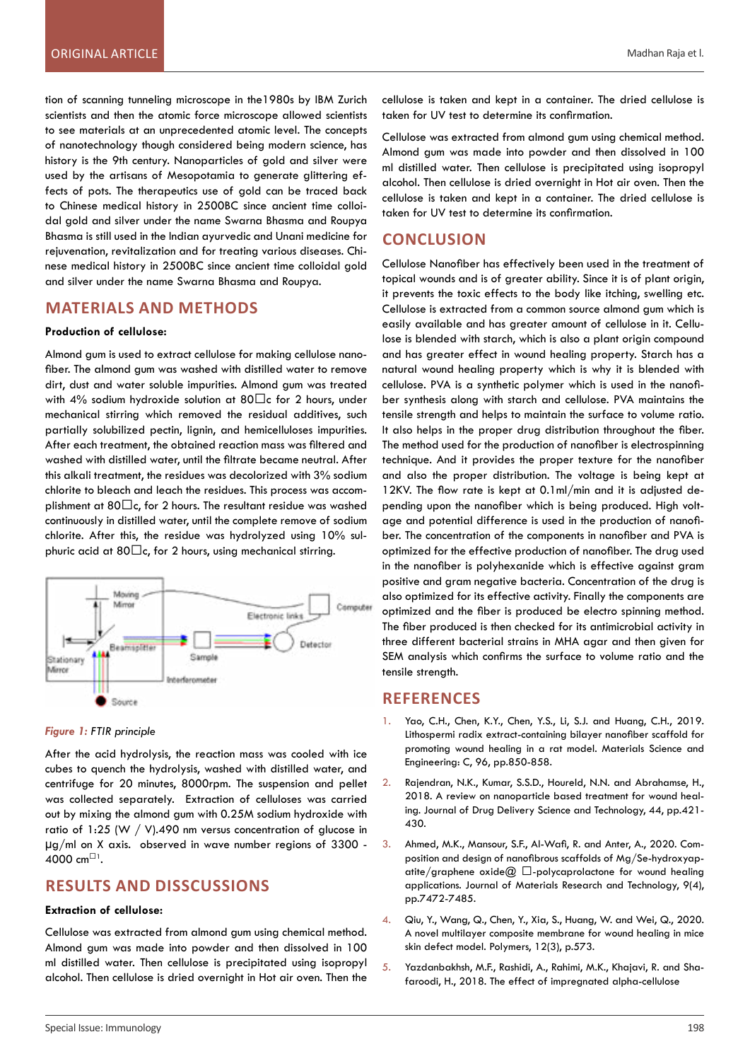tion of scanning tunneling microscope in the1980s by IBM Zurich scientists and then the atomic force microscope allowed scientists to see materials at an unprecedented atomic level. The concepts of nanotechnology though considered being modern science, has history is the 9th century. Nanoparticles of gold and silver were used by the artisans of Mesopotamia to generate glittering effects of pots. The therapeutics use of gold can be traced back to Chinese medical history in 2500BC since ancient time colloidal gold and silver under the name Swarna Bhasma and Roupya Bhasma is still used in the Indian ayurvedic and Unani medicine for rejuvenation, revitalization and for treating various diseases. Chinese medical history in 2500BC since ancient time colloidal gold and silver under the name Swarna Bhasma and Roupya.

## MATERIALS AND METHODS

### Production of cellulose:

Almond gum is used to extract cellulose for making cellulose nanofiber. The almond gum was washed with distilled water to remove dirt, dust and water soluble impurities. Almond gum was treated with 4% sodium hydroxide solution at 80□c for 2 hours, under mechanical stirring which removed the residual additives, such partially solubilized pectin, lignin, and hemicelluloses impurities. After each treatment, the obtained reaction mass was filtered and washed with distilled water, until the filtrate became neutral. After this alkali treatment, the residues was decolorized with 3% sodium chlorite to bleach and leach the residues. This process was accomplishment at 80□c, for 2 hours. The resultant residue was washed continuously in distilled water, until the complete remove of sodium chlorite. After this, the residue was hydrolyzed using 10% sulphuric acid at 80□c, for 2 hours, using mechanical stirring.

Moving Mirror

Stationary Mirror

Beamsplitter

Source

Sample

Interferometer

Electronic links

Computer

Detector

*Figure 1: FTIR principle*

After the acid hydrolysis, the reaction mass was cooled with ice cubes to quench the hydrolysis, washed with distilled water, and centrifuge for 20 minutes, 8000rpm. The suspension and pellet was collected separately. Extraction of celluloses was carried out by mixing the almond gum with 0.25M sodium hydroxide with ratio of 1:25 (W / V).490 nm versus concentration of glucose in µg/ml on X axis. observed in wave number regions of 3300 - 4000 cm$^{-1}$.

## RESULTS AND DISSCUSSIONS

### Extraction of cellulose:

Cellulose was extracted from almond gum using chemical method. Almond gum was made into powder and then dissolved in 100 ml distilled water. Then cellulose is precipitated using isopropyl alcohol. Then cellulose is dried overnight in Hot air oven. Then the cellulose is taken and kept in a container. The dried cellulose is taken for UV test to determine its confirmation.

Cellulose was extracted from almond gum using chemical method. Almond gum was made into powder and then dissolved in 100 ml distilled water. Then cellulose is precipitated using isopropyl alcohol. Then cellulose is dried overnight in Hot air oven. Then the cellulose is taken and kept in a container. The dried cellulose is taken for UV test to determine its confirmation.

## CONCLUSION

Cellulose Nanofiber has effectively been used in the treatment of topical wounds and is of greater ability. Since it is of plant origin, it prevents the toxic effects to the body like itching, swelling etc. Cellulose is extracted from a common source almond gum which is easily available and has greater amount of cellulose in it. Cellulose is blended with starch, which is also a plant origin compound and has greater effect in wound healing property. Starch has a natural wound healing property which is why it is blended with cellulose. PVA is a synthetic polymer which is used in the nanofiber synthesis along with starch and cellulose. PVA maintains the tensile strength and helps to maintain the surface to volume ratio. It also helps in the proper drug distribution throughout the fiber. The method used for the production of nanofiber is electrospinning technique. And it provides the proper texture for the nanofiber and also the proper distribution. The voltage is being kept at 12KV. The flow rate is kept at 0.1ml/min and it is adjusted depending upon the nanofiber which is being produced. High voltage and potential difference is used in the production of nanofiber. The concentration of the components in nanofiber and PVA is optimized for the effective production of nanofiber. The drug used in the nanofiber is polyhexanide which is effective against gram positive and gram negative bacteria. Concentration of the drug is also optimized for its effective activity. Finally the components are optimized and the fiber is produced be electro spinning method. The fiber produced is then checked for its antimicrobial activity in three different bacterial strains in MHA agar and then given for SEM analysis which confirms the surface to volume ratio and the tensile strength.

## REFERENCES

1. Yao, C.H., Chen, K.Y., Chen, Y.S., Li, S.J. and Huang, C.H., 2019. Lithospermi radix extract-containing bilayer nanofiber scaffold for promoting wound healing in a rat model. Materials Science and Engineering: C, 96, pp.850-858.
2. Rajendran, N.K., Kumar, S.S.D., Houreld, N.N. and Abrahamse, H., 2018. A review on nanoparticle based treatment for wound healing. Journal of Drug Delivery Science and Technology, 44, pp.421-430.
3. Ahmed, M.K., Mansour, S.F., Al-Wafi, R. and Anter, A., 2020. Composition and design of nanofibrous scaffolds of Mg/Se-hydroxyapatite/graphene oxide@ □-polycaprolactone for wound healing applications. Journal of Materials Research and Technology, 9(4), pp.7472-7485.
4. Qiu, Y., Wang, Q., Chen, Y., Xia, S., Huang, W. and Wei, Q., 2020. A novel multilayer composite membrane for wound healing in mice skin defect model. Polymers, 12(3), p.573.
5. Yazdanbakhsh, M.F., Rashidi, A., Rahimi, M.K., Khajavi, R. and Shafaroodi, H., 2018. The effect of impregnated alpha-cellulose